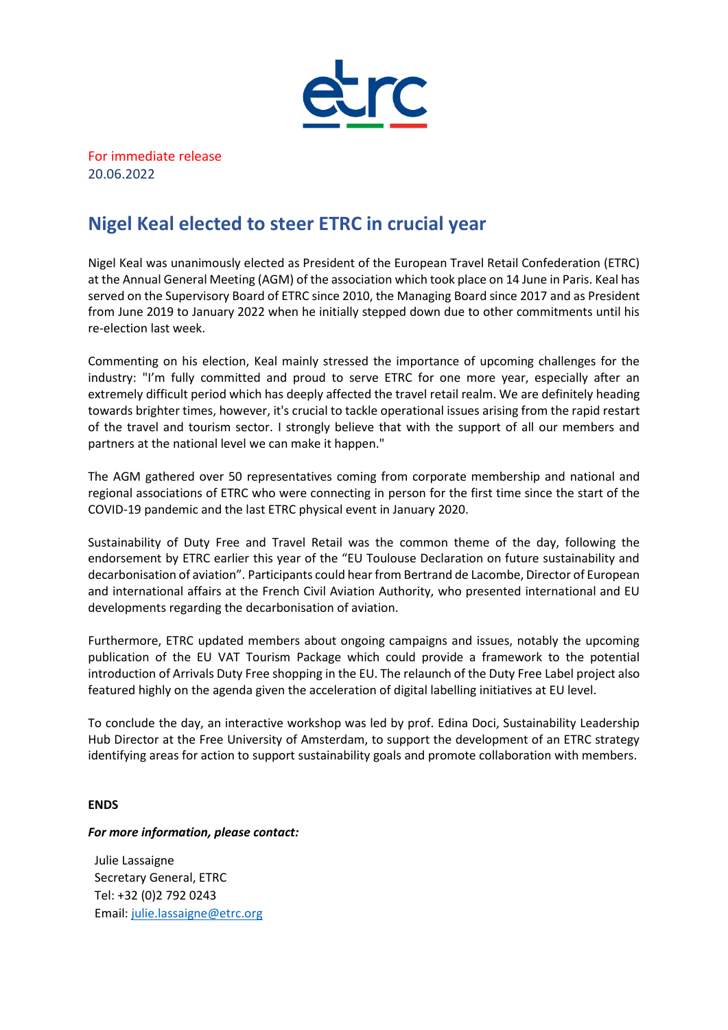For immediate release
20.06.2022

# Nigel Keal elected to steer ETRC in crucial year

Nigel Keal was unanimously elected as President of the European Travel Retail Confederation (ETRC) at the Annual General Meeting (AGM) of the association which took place on 14 June in Paris. Keal has served on the Supervisory Board of ETRC since 2010, the Managing Board since 2017 and as President from June 2019 to January 2022 when he initially stepped down due to other commitments until his re-election last week.

Commenting on his election, Keal mainly stressed the importance of upcoming challenges for the industry: "I'm fully committed and proud to serve ETRC for one more year, especially after an extremely difficult period which has deeply affected the travel retail realm. We are definitely heading towards brighter times, however, it's crucial to tackle operational issues arising from the rapid restart of the travel and tourism sector. I strongly believe that with the support of all our members and partners at the national level we can make it happen."

The AGM gathered over 50 representatives coming from corporate membership and national and regional associations of ETRC who were connecting in person for the first time since the start of the COVID-19 pandemic and the last ETRC physical event in January 2020.

Sustainability of Duty Free and Travel Retail was the common theme of the day, following the endorsement by ETRC earlier this year of the "EU Toulouse Declaration on future sustainability and decarbonisation of aviation". Participants could hear from Bertrand de Lacombe, Director of European and international affairs at the French Civil Aviation Authority, who presented international and EU developments regarding the decarbonisation of aviation.

Furthermore, ETRC updated members about ongoing campaigns and issues, notably the upcoming publication of the EU VAT Tourism Package which could provide a framework to the potential introduction of Arrivals Duty Free shopping in the EU. The relaunch of the Duty Free Label project also featured highly on the agenda given the acceleration of digital labelling initiatives at EU level.

To conclude the day, an interactive workshop was led by prof. Edina Doci, Sustainability Leadership Hub Director at the Free University of Amsterdam, to support the development of an ETRC strategy identifying areas for action to support sustainability goals and promote collaboration with members.

**ENDS**

***For more information, please contact:***

Julie Lassaigne
Secretary General, ETRC
Tel: +32 (0)2 792 0243
Email: julie.lassaigne@etrc.org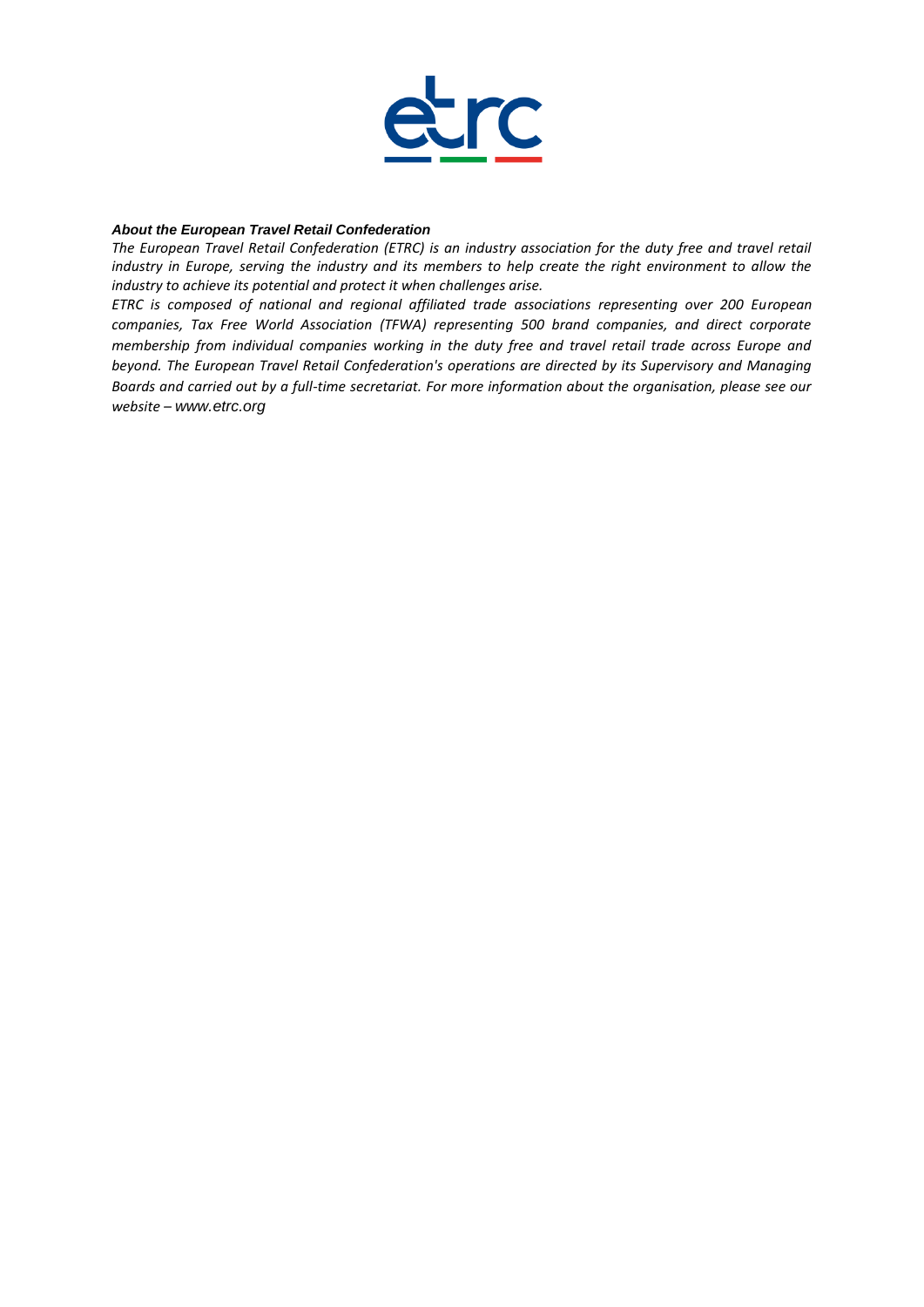***About the European Travel Retail Confederation***

*The European Travel Retail Confederation (ETRC) is an industry association for the duty free and travel retail industry in Europe, serving the industry and its members to help create the right environment to allow the industry to achieve its potential and protect it when challenges arise.*

*ETRC is composed of national and regional affiliated trade associations representing over 200 European companies, Tax Free World Association (TFWA) representing 500 brand companies, and direct corporate membership from individual companies working in the duty free and travel retail trade across Europe and beyond. The European Travel Retail Confederation's operations are directed by its Supervisory and Managing Boards and carried out by a full-time secretariat. For more information about the organisation, please see our website – www.etrc.org*